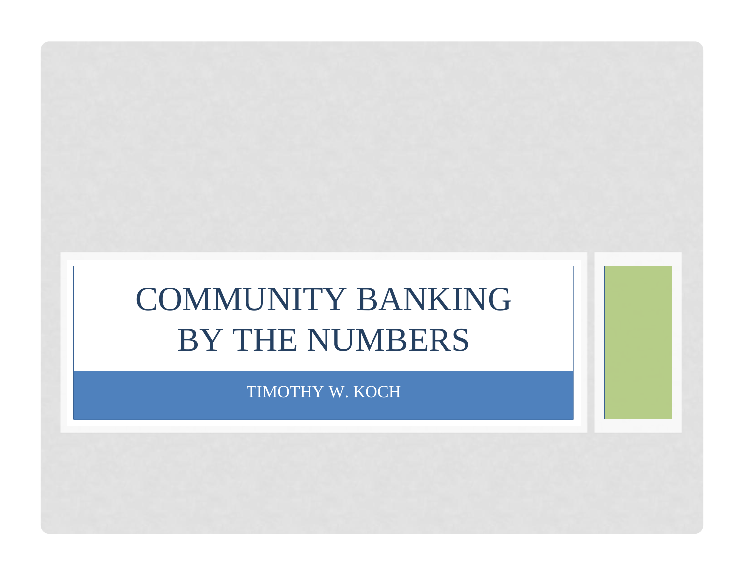# COMMUNITY BANKING BY THE NUMBERS

TIMOTHY W. KOCH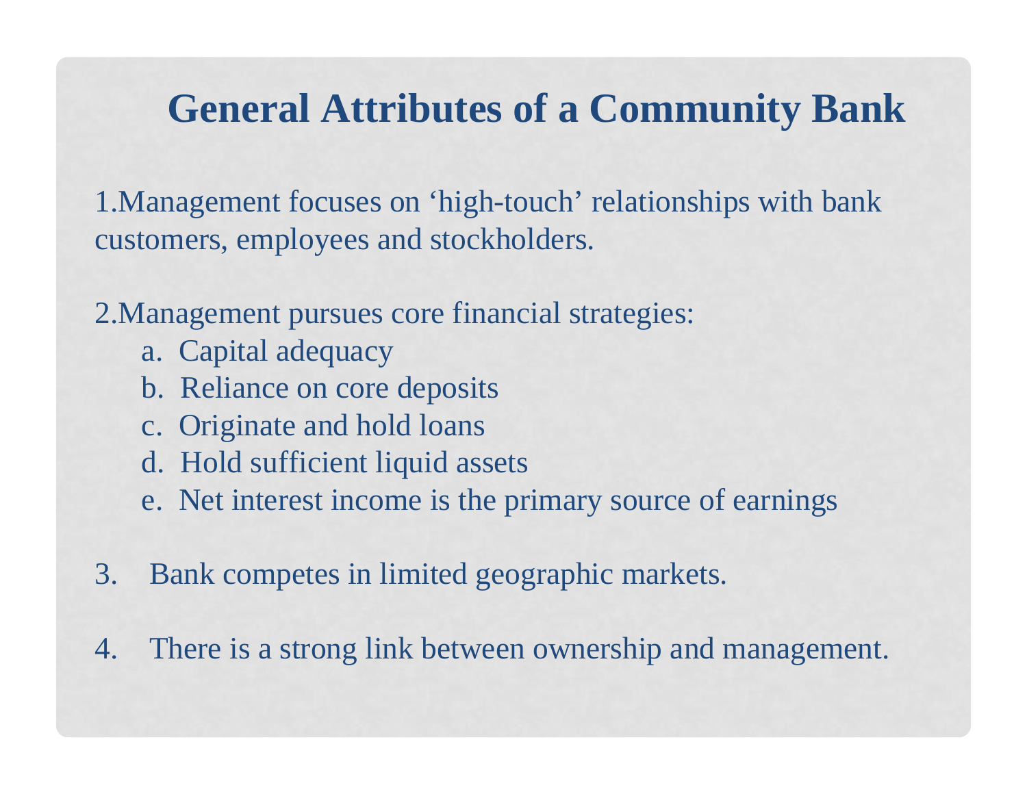# General Attributes of a Community Bank

1. Management focuses on 'high-touch' relationships with bank customers, employees and stockholders.

2. Management pursues core financial strategies:
   a. Capital adequacy
   b. Reliance on core deposits
   c. Originate and hold loans
   d. Hold sufficient liquid assets
   e. Net interest income is the primary source of earnings

3. Bank competes in limited geographic markets.

4. There is a strong link between ownership and management.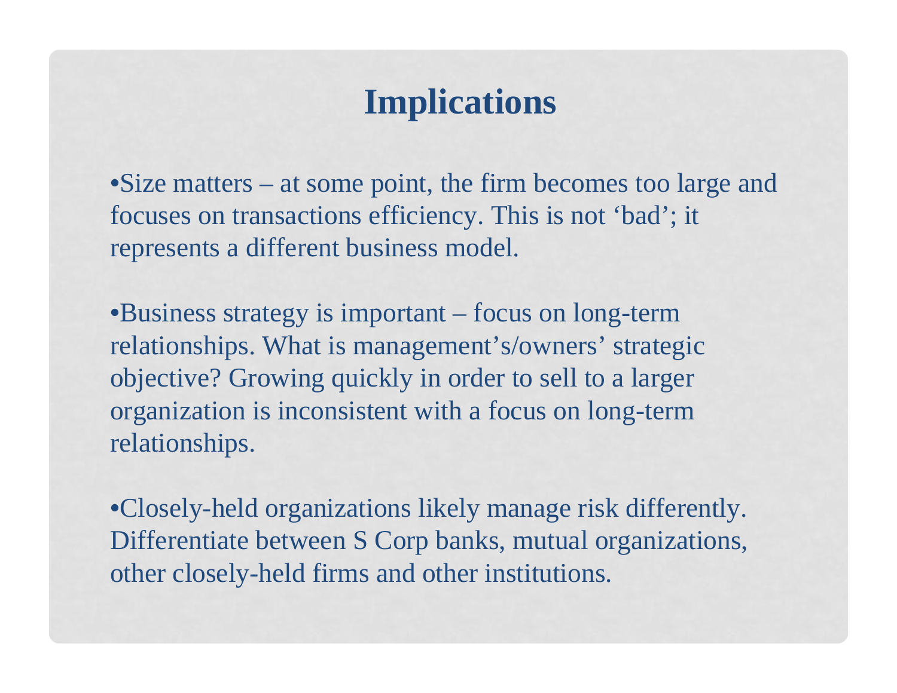# Implications

- Size matters – at some point, the firm becomes too large and focuses on transactions efficiency. This is not ‘bad’; it represents a different business model.

- Business strategy is important – focus on long-term relationships. What is management’s/owners’ strategic objective? Growing quickly in order to sell to a larger organization is inconsistent with a focus on long-term relationships.

- Closely-held organizations likely manage risk differently. Differentiate between S Corp banks, mutual organizations, other closely-held firms and other institutions.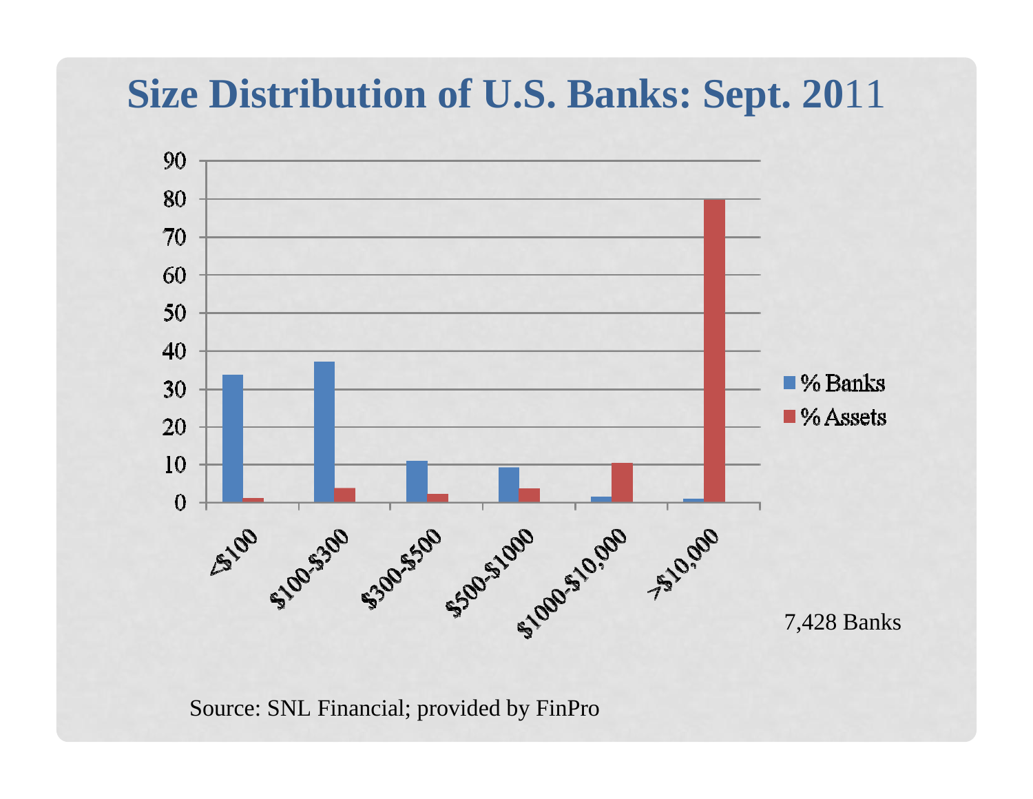# Size Distribution of U.S. Banks: Sept. 2011

7,428 Banks

Source: SNL Financial; provided by FinPro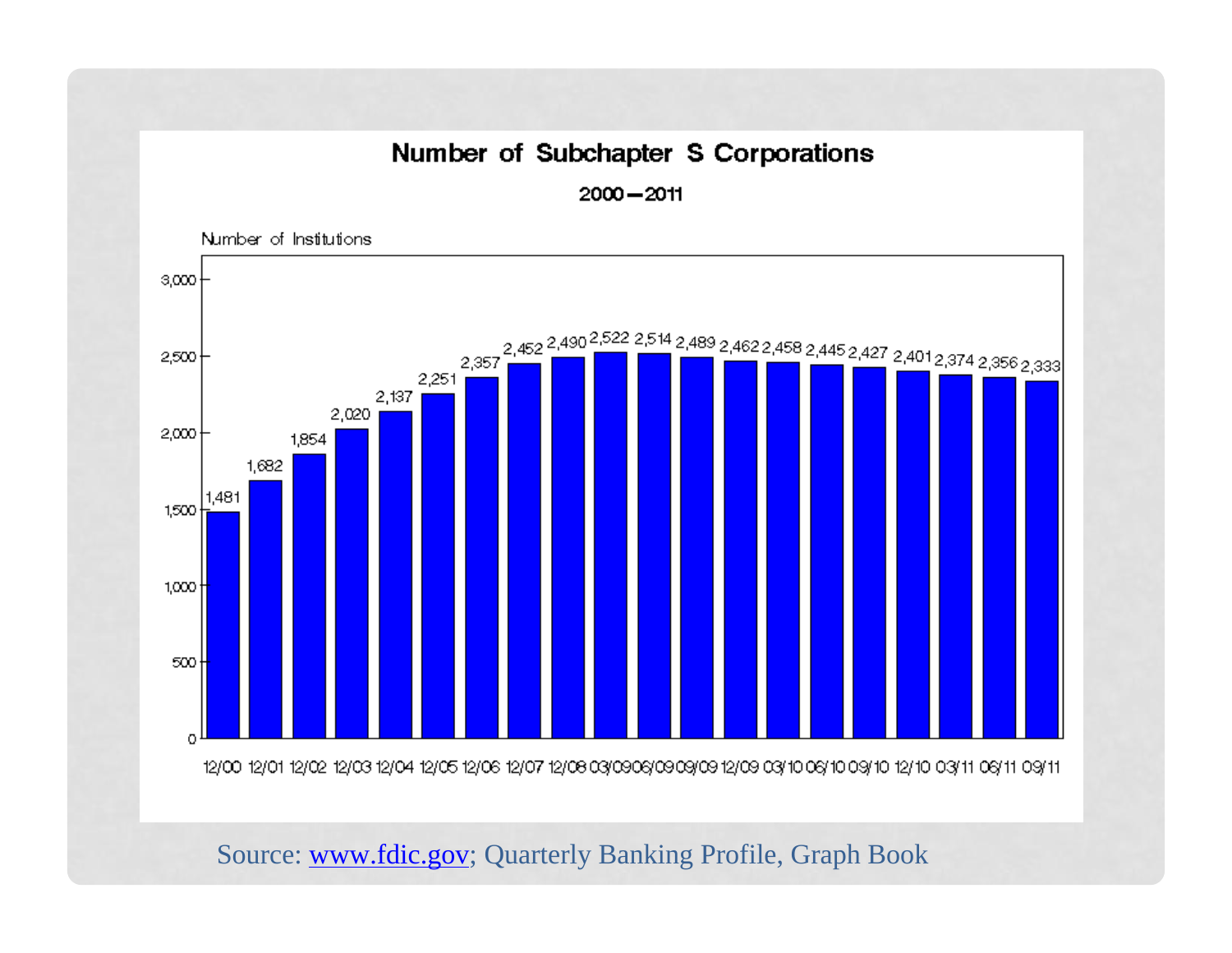# Number of Subchapter S Corporations

2000—2011

Number of Institutions

| Period | Number of Institutions |
|---|---|
| 12/00 | 1,481 |
| 12/01 | 1,682 |
| 12/02 | 1,854 |
| 12/03 | 2,020 |
| 12/04 | 2,137 |
| 12/05 | 2,251 |
| 12/06 | 2,357 |
| 12/07 | 2,452 |
| 12/08 | 2,490 |
| 03/09 | 2,522 |
| 06/09 | 2,514 |
| 09/09 | 2,489 |
| 12/09 | 2,462 |
| 03/10 | 2,458 |
| 06/10 | 2,445 |
| 09/10 | 2,427 |
| 12/10 | 2,401 |
| 03/11 | 2,374 |
| 06/11 | 2,356 |
| 09/11 | 2,333 |

Source: [www.fdic.gov](http://www.fdic.gov); Quarterly Banking Profile, Graph Book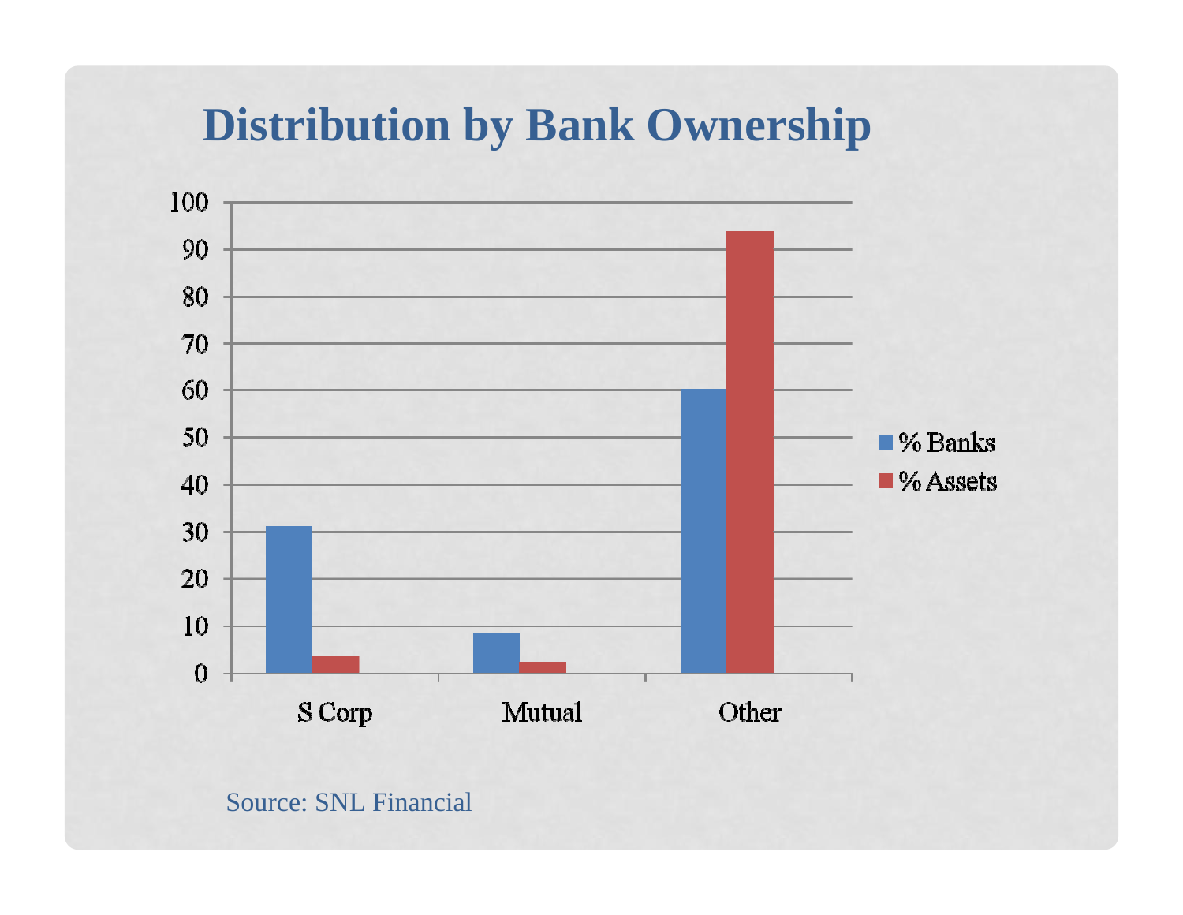# Distribution by Bank Ownership

| | % Banks | % Assets |
|---|---|---|
| S Corp | 31 | 3.5 |
| Mutual | 8.5 | 2.5 |
| Other | 60 | 94 |

Source: SNL Financial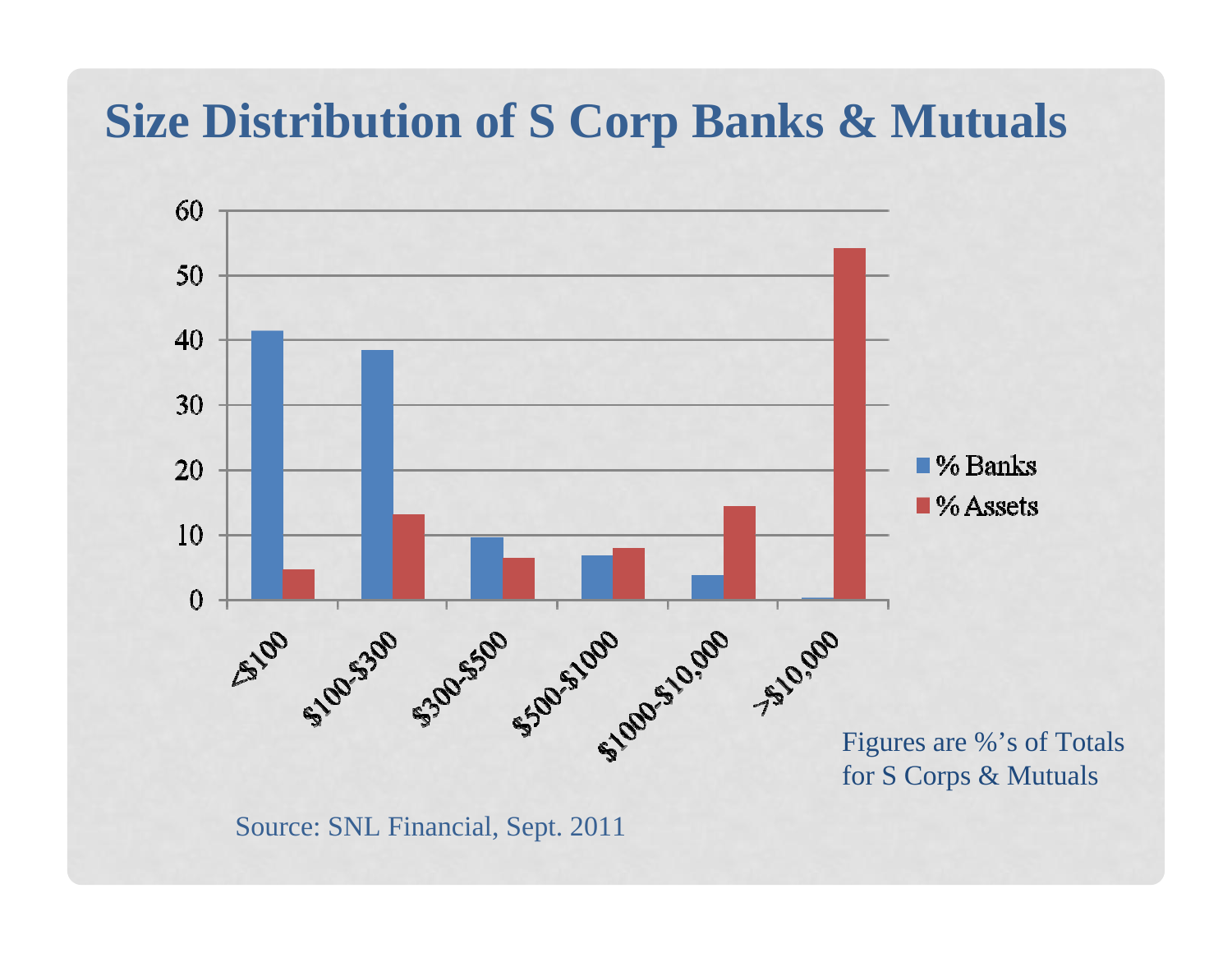# Size Distribution of S Corp Banks & Mutuals

60
50
40
30
20
10
0

<$100
$100-$300
$300-$500
$500-$1000
$1000-$10,000
>$10,000

% Banks
% Assets

Figures are %'s of Totals for S Corps & Mutuals

Source: SNL Financial, Sept. 2011